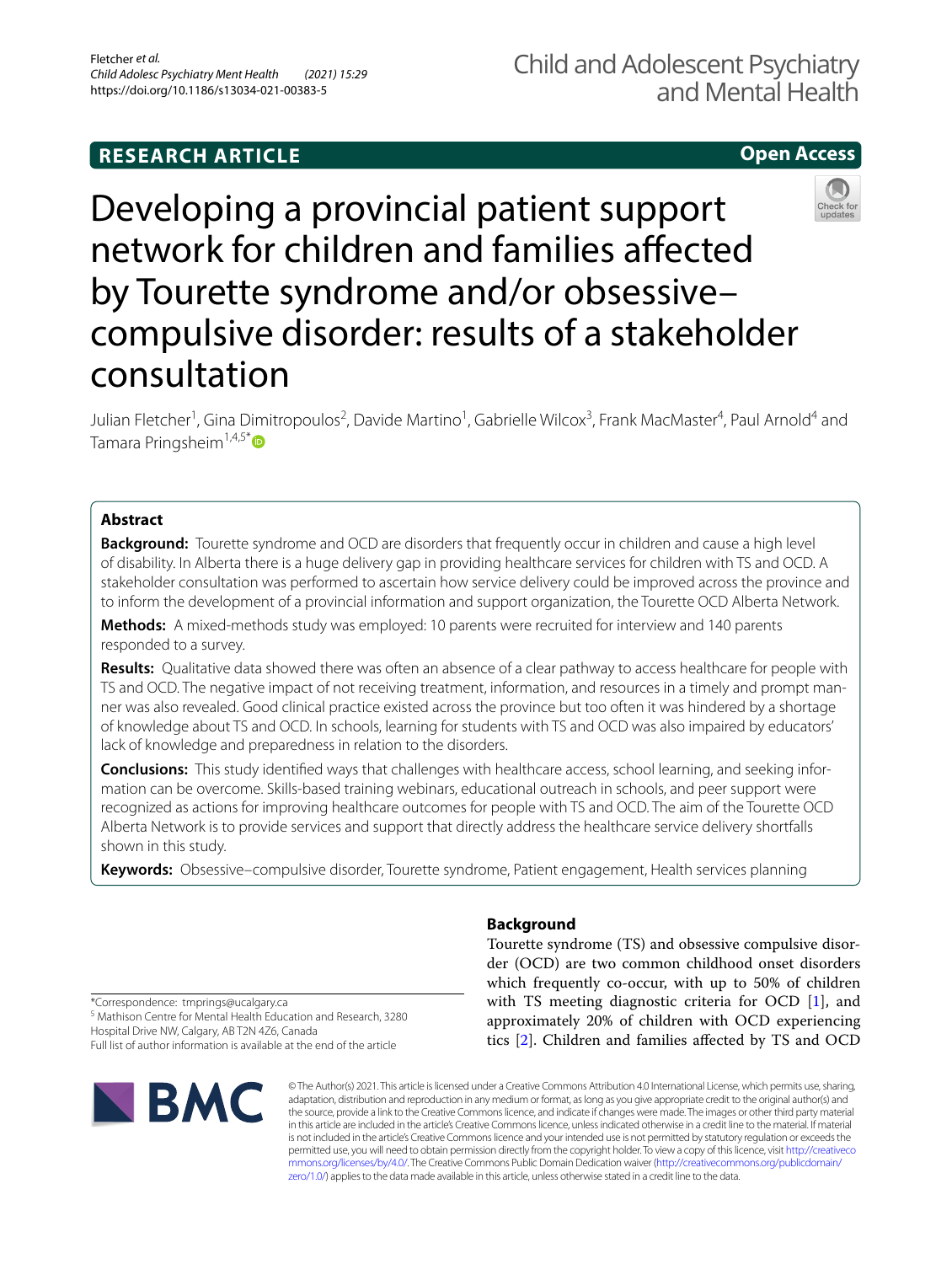RESEARCH ARTICLE

Open Access

# Developing a provincial patient support network for children and families affected by Tourette syndrome and/or obsessive–compulsive disorder: results of a stakeholder consultation

Julian Fletcher[1], Gina Dimitropoulos[2], Davide Martino[1], Gabrielle Wilcox[3], Frank MacMaster[4], Paul Arnold[4] and Tamara Pringsheim[1,4,5*]

## Abstract

**Background:** Tourette syndrome and OCD are disorders that frequently occur in children and cause a high level of disability. In Alberta there is a huge delivery gap in providing healthcare services for children with TS and OCD. A stakeholder consultation was performed to ascertain how service delivery could be improved across the province and to inform the development of a provincial information and support organization, the Tourette OCD Alberta Network.

**Methods:** A mixed-methods study was employed: 10 parents were recruited for interview and 140 parents responded to a survey.

**Results:** Qualitative data showed there was often an absence of a clear pathway to access healthcare for people with TS and OCD. The negative impact of not receiving treatment, information, and resources in a timely and prompt manner was also revealed. Good clinical practice existed across the province but too often it was hindered by a shortage of knowledge about TS and OCD. In schools, learning for students with TS and OCD was also impaired by educators' lack of knowledge and preparedness in relation to the disorders.

**Conclusions:** This study identified ways that challenges with healthcare access, school learning, and seeking information can be overcome. Skills-based training webinars, educational outreach in schools, and peer support were recognized as actions for improving healthcare outcomes for people with TS and OCD. The aim of the Tourette OCD Alberta Network is to provide services and support that directly address the healthcare service delivery shortfalls shown in this study.

**Keywords:** Obsessive–compulsive disorder, Tourette syndrome, Patient engagement, Health services planning

## Background

Tourette syndrome (TS) and obsessive compulsive disorder (OCD) are two common childhood onset disorders which frequently co-occur, with up to 50% of children with TS meeting diagnostic criteria for OCD [1], and approximately 20% of children with OCD experiencing tics [2]. Children and families affected by TS and OCD

*Correspondence: tmprings@ucalgary.ca
[5] Mathison Centre for Mental Health Education and Research, 3280 Hospital Drive NW, Calgary, AB T2N 4Z6, Canada
Full list of author information is available at the end of the article

© The Author(s) 2021. This article is licensed under a Creative Commons Attribution 4.0 International License, which permits use, sharing, adaptation, distribution and reproduction in any medium or format, as long as you give appropriate credit to the original author(s) and the source, provide a link to the Creative Commons licence, and indicate if changes were made. The images or other third party material in this article are included in the article's Creative Commons licence, unless indicated otherwise in a credit line to the material. If material is not included in the article's Creative Commons licence and your intended use is not permitted by statutory regulation or exceeds the permitted use, you will need to obtain permission directly from the copyright holder. To view a copy of this licence, visit http://creativecommons.org/licenses/by/4.0/. The Creative Commons Public Domain Dedication waiver (http://creativecommons.org/publicdomain/zero/1.0/) applies to the data made available in this article, unless otherwise stated in a credit line to the data.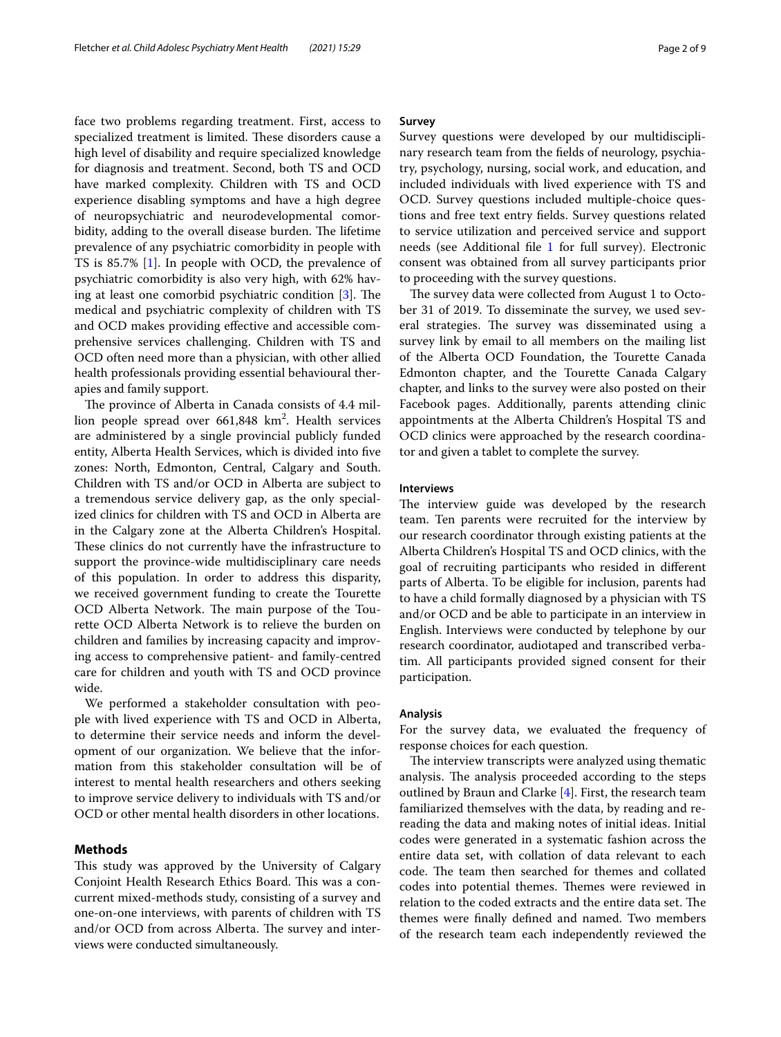face two problems regarding treatment. First, access to specialized treatment is limited. These disorders cause a high level of disability and require specialized knowledge for diagnosis and treatment. Second, both TS and OCD have marked complexity. Children with TS and OCD experience disabling symptoms and have a high degree of neuropsychiatric and neurodevelopmental comorbidity, adding to the overall disease burden. The lifetime prevalence of any psychiatric comorbidity in people with TS is 85.7% [1]. In people with OCD, the prevalence of psychiatric comorbidity is also very high, with 62% having at least one comorbid psychiatric condition [3]. The medical and psychiatric complexity of children with TS and OCD makes providing effective and accessible comprehensive services challenging. Children with TS and OCD often need more than a physician, with other allied health professionals providing essential behavioural therapies and family support.

The province of Alberta in Canada consists of 4.4 million people spread over 661,848 km$^2$. Health services are administered by a single provincial publicly funded entity, Alberta Health Services, which is divided into five zones: North, Edmonton, Central, Calgary and South. Children with TS and/or OCD in Alberta are subject to a tremendous service delivery gap, as the only specialized clinics for children with TS and OCD in Alberta are in the Calgary zone at the Alberta Children's Hospital. These clinics do not currently have the infrastructure to support the province-wide multidisciplinary care needs of this population. In order to address this disparity, we received government funding to create the Tourette OCD Alberta Network. The main purpose of the Tourette OCD Alberta Network is to relieve the burden on children and families by increasing capacity and improving access to comprehensive patient- and family-centred care for children and youth with TS and OCD province wide.

We performed a stakeholder consultation with people with lived experience with TS and OCD in Alberta, to determine their service needs and inform the development of our organization. We believe that the information from this stakeholder consultation will be of interest to mental health researchers and others seeking to improve service delivery to individuals with TS and/or OCD or other mental health disorders in other locations.

## Methods

This study was approved by the University of Calgary Conjoint Health Research Ethics Board. This was a concurrent mixed-methods study, consisting of a survey and one-on-one interviews, with parents of children with TS and/or OCD from across Alberta. The survey and interviews were conducted simultaneously.

### Survey

Survey questions were developed by our multidisciplinary research team from the fields of neurology, psychiatry, psychology, nursing, social work, and education, and included individuals with lived experience with TS and OCD. Survey questions included multiple-choice questions and free text entry fields. Survey questions related to service utilization and perceived service and support needs (see Additional file 1 for full survey). Electronic consent was obtained from all survey participants prior to proceeding with the survey questions.

The survey data were collected from August 1 to October 31 of 2019. To disseminate the survey, we used several strategies. The survey was disseminated using a survey link by email to all members on the mailing list of the Alberta OCD Foundation, the Tourette Canada Edmonton chapter, and the Tourette Canada Calgary chapter, and links to the survey were also posted on their Facebook pages. Additionally, parents attending clinic appointments at the Alberta Children's Hospital TS and OCD clinics were approached by the research coordinator and given a tablet to complete the survey.

### Interviews

The interview guide was developed by the research team. Ten parents were recruited for the interview by our research coordinator through existing patients at the Alberta Children's Hospital TS and OCD clinics, with the goal of recruiting participants who resided in different parts of Alberta. To be eligible for inclusion, parents had to have a child formally diagnosed by a physician with TS and/or OCD and be able to participate in an interview in English. Interviews were conducted by telephone by our research coordinator, audiotaped and transcribed verbatim. All participants provided signed consent for their participation.

### Analysis

For the survey data, we evaluated the frequency of response choices for each question.

The interview transcripts were analyzed using thematic analysis. The analysis proceeded according to the steps outlined by Braun and Clarke [4]. First, the research team familiarized themselves with the data, by reading and re-reading the data and making notes of initial ideas. Initial codes were generated in a systematic fashion across the entire data set, with collation of data relevant to each code. The team then searched for themes and collated codes into potential themes. Themes were reviewed in relation to the coded extracts and the entire data set. The themes were finally defined and named. Two members of the research team each independently reviewed the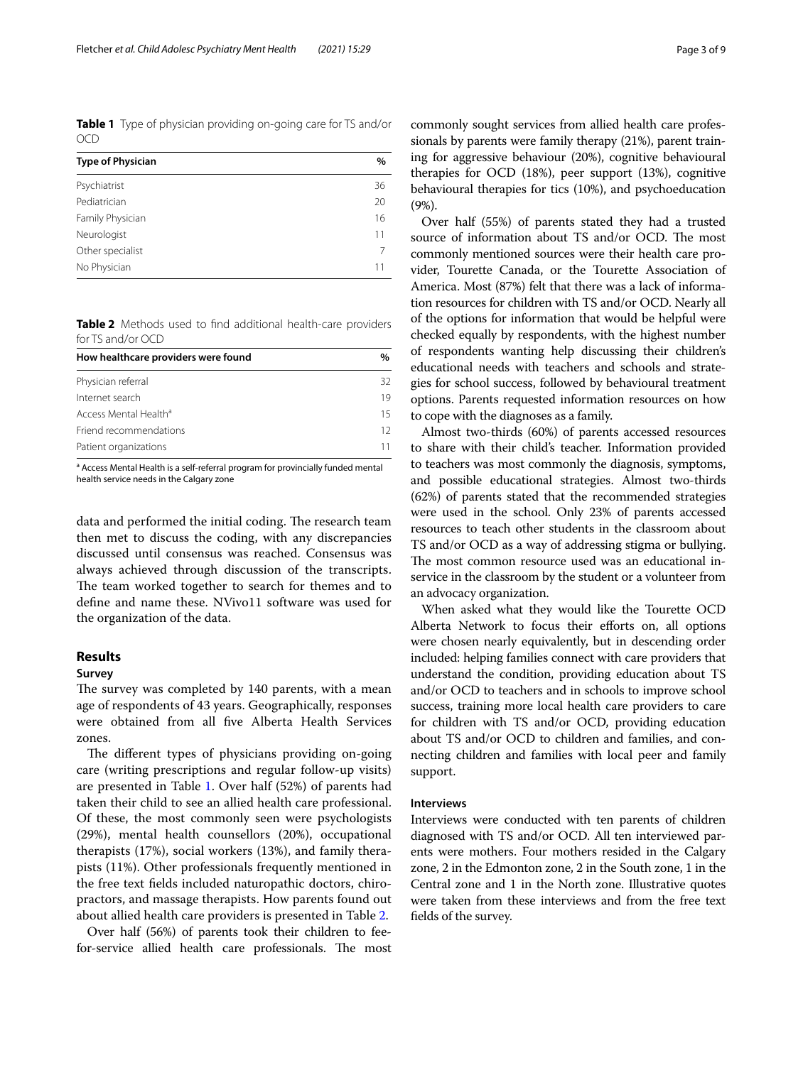**Table 1** Type of physician providing on-going care for TS and/or OCD

| Type of Physician | % |
|---|---|
| Psychiatrist | 36 |
| Pediatrician | 20 |
| Family Physician | 16 |
| Neurologist | 11 |
| Other specialist | 7 |
| No Physician | 11 |

**Table 2** Methods used to find additional health-care providers for TS and/or OCD

| How healthcare providers were found | % |
|---|---|
| Physician referral | 32 |
| Internet search | 19 |
| Access Mental Health[a] | 15 |
| Friend recommendations | 12 |
| Patient organizations | 11 |

[a] Access Mental Health is a self-referral program for provincially funded mental health service needs in the Calgary zone

data and performed the initial coding. The research team then met to discuss the coding, with any discrepancies discussed until consensus was reached. Consensus was always achieved through discussion of the transcripts. The team worked together to search for themes and to define and name these. NVivo11 software was used for the organization of the data.

## Results

### Survey

The survey was completed by 140 parents, with a mean age of respondents of 43 years. Geographically, responses were obtained from all five Alberta Health Services zones.

The different types of physicians providing on-going care (writing prescriptions and regular follow-up visits) are presented in Table 1. Over half (52%) of parents had taken their child to see an allied health care professional. Of these, the most commonly seen were psychologists (29%), mental health counsellors (20%), occupational therapists (17%), social workers (13%), and family therapists (11%). Other professionals frequently mentioned in the free text fields included naturopathic doctors, chiropractors, and massage therapists. How parents found out about allied health care providers is presented in Table 2.

Over half (56%) of parents took their children to fee-for-service allied health care professionals. The most commonly sought services from allied health care professionals by parents were family therapy (21%), parent training for aggressive behaviour (20%), cognitive behavioural therapies for OCD (18%), peer support (13%), cognitive behavioural therapies for tics (10%), and psychoeducation (9%).

Over half (55%) of parents stated they had a trusted source of information about TS and/or OCD. The most commonly mentioned sources were their health care provider, Tourette Canada, or the Tourette Association of America. Most (87%) felt that there was a lack of information resources for children with TS and/or OCD. Nearly all of the options for information that would be helpful were checked equally by respondents, with the highest number of respondents wanting help discussing their children's educational needs with teachers and schools and strategies for school success, followed by behavioural treatment options. Parents requested information resources on how to cope with the diagnoses as a family.

Almost two-thirds (60%) of parents accessed resources to share with their child's teacher. Information provided to teachers was most commonly the diagnosis, symptoms, and possible educational strategies. Almost two-thirds (62%) of parents stated that the recommended strategies were used in the school. Only 23% of parents accessed resources to teach other students in the classroom about TS and/or OCD as a way of addressing stigma or bullying. The most common resource used was an educational in-service in the classroom by the student or a volunteer from an advocacy organization.

When asked what they would like the Tourette OCD Alberta Network to focus their efforts on, all options were chosen nearly equivalently, but in descending order included: helping families connect with care providers that understand the condition, providing education about TS and/or OCD to teachers and in schools to improve school success, training more local health care providers to care for children with TS and/or OCD, providing education about TS and/or OCD to children and families, and connecting children and families with local peer and family support.

### Interviews

Interviews were conducted with ten parents of children diagnosed with TS and/or OCD. All ten interviewed parents were mothers. Four mothers resided in the Calgary zone, 2 in the Edmonton zone, 2 in the South zone, 1 in the Central zone and 1 in the North zone. Illustrative quotes were taken from these interviews and from the free text fields of the survey.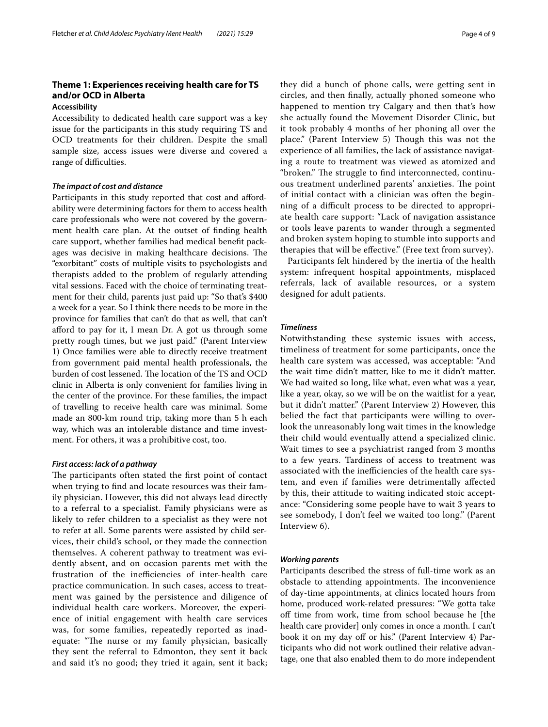## Theme 1: Experiences receiving health care for TS and/or OCD in Alberta

### Accessibility

Accessibility to dedicated health care support was a key issue for the participants in this study requiring TS and OCD treatments for their children. Despite the small sample size, access issues were diverse and covered a range of difficulties.

#### *The impact of cost and distance*

Participants in this study reported that cost and affordability were determining factors for them to access health care professionals who were not covered by the government health care plan. At the outset of finding health care support, whether families had medical benefit packages was decisive in making healthcare decisions. The "exorbitant" costs of multiple visits to psychologists and therapists added to the problem of regularly attending vital sessions. Faced with the choice of terminating treatment for their child, parents just paid up: "So that's $400 a week for a year. So I think there needs to be more in the province for families that can't do that as well, that can't afford to pay for it, I mean Dr. A got us through some pretty rough times, but we just paid." (Parent Interview 1) Once families were able to directly receive treatment from government paid mental health professionals, the burden of cost lessened. The location of the TS and OCD clinic in Alberta is only convenient for families living in the center of the province. For these families, the impact of travelling to receive health care was minimal. Some made an 800-km round trip, taking more than 5 h each way, which was an intolerable distance and time investment. For others, it was a prohibitive cost, too.

#### *First access: lack of a pathway*

The participants often stated the first point of contact when trying to find and locate resources was their family physician. However, this did not always lead directly to a referral to a specialist. Family physicians were as likely to refer children to a specialist as they were not to refer at all. Some parents were assisted by child services, their child's school, or they made the connection themselves. A coherent pathway to treatment was evidently absent, and on occasion parents met with the frustration of the inefficiencies of inter-health care practice communication. In such cases, access to treatment was gained by the persistence and diligence of individual health care workers. Moreover, the experience of initial engagement with health care services was, for some families, repeatedly reported as inadequate: "The nurse or my family physician, basically they sent the referral to Edmonton, they sent it back and said it's no good; they tried it again, sent it back; they did a bunch of phone calls, were getting sent in circles, and then finally, actually phoned someone who happened to mention try Calgary and then that's how she actually found the Movement Disorder Clinic, but it took probably 4 months of her phoning all over the place." (Parent Interview 5) Though this was not the experience of all families, the lack of assistance navigating a route to treatment was viewed as atomized and "broken." The struggle to find interconnected, continuous treatment underlined parents' anxieties. The point of initial contact with a clinician was often the beginning of a difficult process to be directed to appropriate health care support: "Lack of navigation assistance or tools leave parents to wander through a segmented and broken system hoping to stumble into supports and therapies that will be effective." (Free text from survey).

Participants felt hindered by the inertia of the health system: infrequent hospital appointments, misplaced referrals, lack of available resources, or a system designed for adult patients.

#### *Timeliness*

Notwithstanding these systemic issues with access, timeliness of treatment for some participants, once the health care system was accessed, was acceptable: "And the wait time didn't matter, like to me it didn't matter. We had waited so long, like what, even what was a year, like a year, okay, so we will be on the waitlist for a year, but it didn't matter." (Parent Interview 2) However, this belied the fact that participants were willing to overlook the unreasonably long wait times in the knowledge their child would eventually attend a specialized clinic. Wait times to see a psychiatrist ranged from 3 months to a few years. Tardiness of access to treatment was associated with the inefficiencies of the health care system, and even if families were detrimentally affected by this, their attitude to waiting indicated stoic acceptance: "Considering some people have to wait 3 years to see somebody, I don't feel we waited too long." (Parent Interview 6).

#### *Working parents*

Participants described the stress of full-time work as an obstacle to attending appointments. The inconvenience of day-time appointments, at clinics located hours from home, produced work-related pressures: "We gotta take off time from work, time from school because he [the health care provider] only comes in once a month. I can't book it on my day off or his." (Parent Interview 4) Participants who did not work outlined their relative advantage, one that also enabled them to do more independent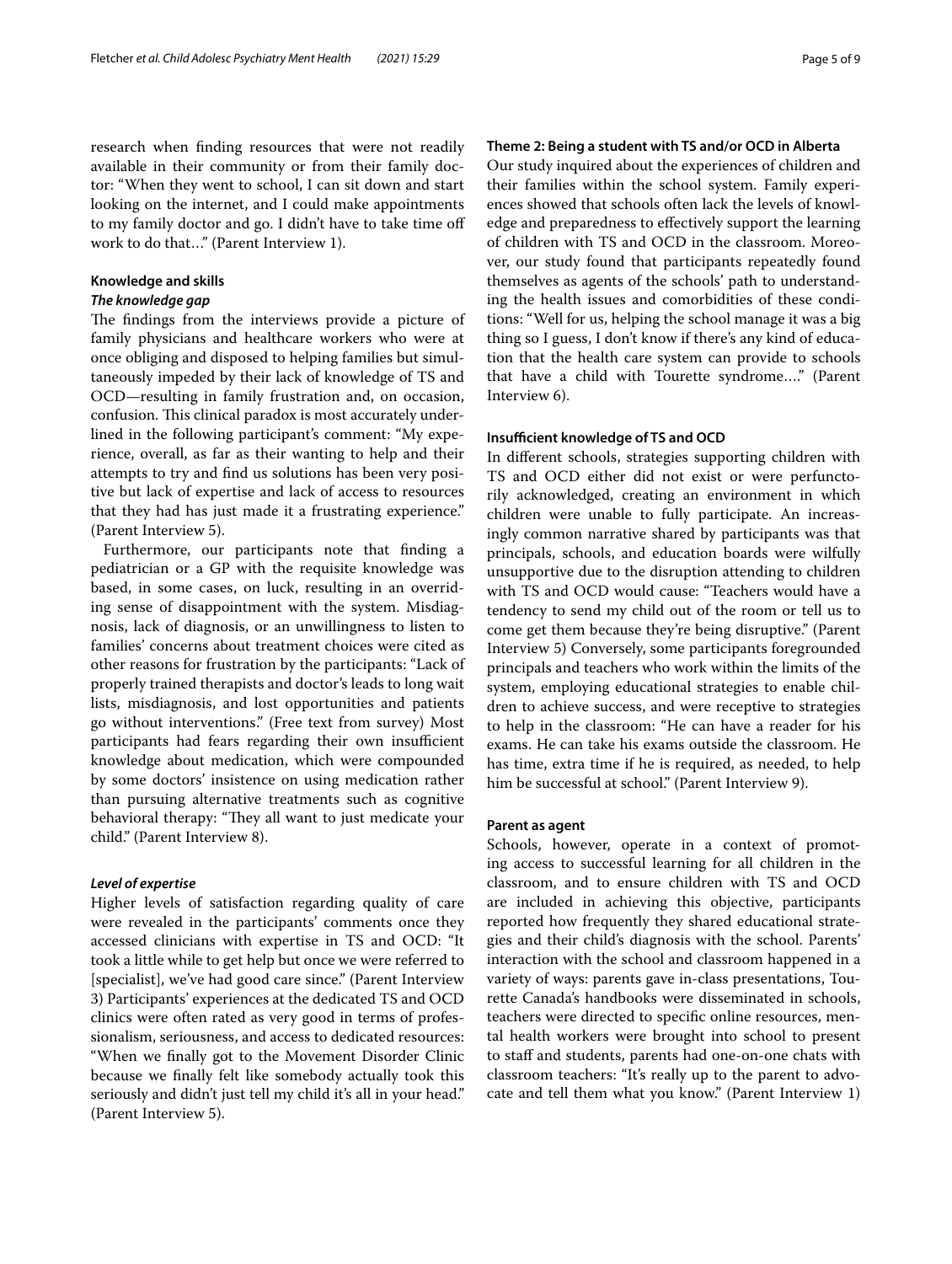research when finding resources that were not readily available in their community or from their family doctor: "When they went to school, I can sit down and start looking on the internet, and I could make appointments to my family doctor and go. I didn't have to take time off work to do that…" (Parent Interview 1).

### Knowledge and skills

#### *The knowledge gap*

The findings from the interviews provide a picture of family physicians and healthcare workers who were at once obliging and disposed to helping families but simultaneously impeded by their lack of knowledge of TS and OCD—resulting in family frustration and, on occasion, confusion. This clinical paradox is most accurately underlined in the following participant's comment: "My experience, overall, as far as their wanting to help and their attempts to try and find us solutions has been very positive but lack of expertise and lack of access to resources that they had has just made it a frustrating experience." (Parent Interview 5).

Furthermore, our participants note that finding a pediatrician or a GP with the requisite knowledge was based, in some cases, on luck, resulting in an overriding sense of disappointment with the system. Misdiagnosis, lack of diagnosis, or an unwillingness to listen to families' concerns about treatment choices were cited as other reasons for frustration by the participants: "Lack of properly trained therapists and doctor's leads to long wait lists, misdiagnosis, and lost opportunities and patients go without interventions." (Free text from survey) Most participants had fears regarding their own insufficient knowledge about medication, which were compounded by some doctors' insistence on using medication rather than pursuing alternative treatments such as cognitive behavioral therapy: "They all want to just medicate your child." (Parent Interview 8).

#### *Level of expertise*

Higher levels of satisfaction regarding quality of care were revealed in the participants' comments once they accessed clinicians with expertise in TS and OCD: "It took a little while to get help but once we were referred to [specialist], we've had good care since." (Parent Interview 3) Participants' experiences at the dedicated TS and OCD clinics were often rated as very good in terms of professionalism, seriousness, and access to dedicated resources: "When we finally got to the Movement Disorder Clinic because we finally felt like somebody actually took this seriously and didn't just tell my child it's all in your head." (Parent Interview 5).

### Theme 2: Being a student with TS and/or OCD in Alberta

Our study inquired about the experiences of children and their families within the school system. Family experiences showed that schools often lack the levels of knowledge and preparedness to effectively support the learning of children with TS and OCD in the classroom. Moreover, our study found that participants repeatedly found themselves as agents of the schools' path to understanding the health issues and comorbidities of these conditions: "Well for us, helping the school manage it was a big thing so I guess, I don't know if there's any kind of education that the health care system can provide to schools that have a child with Tourette syndrome…." (Parent Interview 6).

### Insufficient knowledge of TS and OCD

In different schools, strategies supporting children with TS and OCD either did not exist or were perfunctorily acknowledged, creating an environment in which children were unable to fully participate. An increasingly common narrative shared by participants was that principals, schools, and education boards were wilfully unsupportive due to the disruption attending to children with TS and OCD would cause: "Teachers would have a tendency to send my child out of the room or tell us to come get them because they're being disruptive." (Parent Interview 5) Conversely, some participants foregrounded principals and teachers who work within the limits of the system, employing educational strategies to enable children to achieve success, and were receptive to strategies to help in the classroom: "He can have a reader for his exams. He can take his exams outside the classroom. He has time, extra time if he is required, as needed, to help him be successful at school." (Parent Interview 9).

### Parent as agent

Schools, however, operate in a context of promoting access to successful learning for all children in the classroom, and to ensure children with TS and OCD are included in achieving this objective, participants reported how frequently they shared educational strategies and their child's diagnosis with the school. Parents' interaction with the school and classroom happened in a variety of ways: parents gave in-class presentations, Tourette Canada's handbooks were disseminated in schools, teachers were directed to specific online resources, mental health workers were brought into school to present to staff and students, parents had one-on-one chats with classroom teachers: "It's really up to the parent to advocate and tell them what you know." (Parent Interview 1)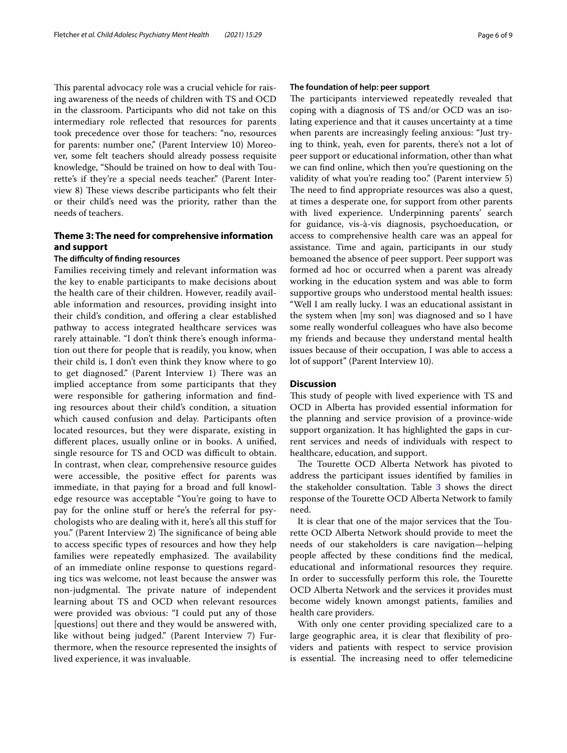This parental advocacy role was a crucial vehicle for raising awareness of the needs of children with TS and OCD in the classroom. Participants who did not take on this intermediary role reflected that resources for parents took precedence over those for teachers: "no, resources for parents: number one," (Parent Interview 10) Moreover, some felt teachers should already possess requisite knowledge, "Should be trained on how to deal with Tourette's if they're a special needs teacher." (Parent Interview 8) These views describe participants who felt their or their child's need was the priority, rather than the needs of teachers.

## Theme 3: The need for comprehensive information and support

### The difficulty of finding resources

Families receiving timely and relevant information was the key to enable participants to make decisions about the health care of their children. However, readily available information and resources, providing insight into their child's condition, and offering a clear established pathway to access integrated healthcare services was rarely attainable. "I don't think there's enough information out there for people that is readily, you know, when their child is, I don't even think they know where to go to get diagnosed." (Parent Interview 1) There was an implied acceptance from some participants that they were responsible for gathering information and finding resources about their child's condition, a situation which caused confusion and delay. Participants often located resources, but they were disparate, existing in different places, usually online or in books. A unified, single resource for TS and OCD was difficult to obtain. In contrast, when clear, comprehensive resource guides were accessible, the positive effect for parents was immediate, in that paying for a broad and full knowledge resource was acceptable "You're going to have to pay for the online stuff or here's the referral for psychologists who are dealing with it, here's all this stuff for you." (Parent Interview 2) The significance of being able to access specific types of resources and how they help families were repeatedly emphasized. The availability of an immediate online response to questions regarding tics was welcome, not least because the answer was non-judgmental. The private nature of independent learning about TS and OCD when relevant resources were provided was obvious: "I could put any of those [questions] out there and they would be answered with, like without being judged." (Parent Interview 7) Furthermore, when the resource represented the insights of lived experience, it was invaluable.

### The foundation of help: peer support

The participants interviewed repeatedly revealed that coping with a diagnosis of TS and/or OCD was an isolating experience and that it causes uncertainty at a time when parents are increasingly feeling anxious: "Just trying to think, yeah, even for parents, there's not a lot of peer support or educational information, other than what we can find online, which then you're questioning on the validity of what you're reading too." (Parent interview 5) The need to find appropriate resources was also a quest, at times a desperate one, for support from other parents with lived experience. Underpinning parents' search for guidance, vis-à-vis diagnosis, psychoeducation, or access to comprehensive health care was an appeal for assistance. Time and again, participants in our study bemoaned the absence of peer support. Peer support was formed ad hoc or occurred when a parent was already working in the education system and was able to form supportive groups who understood mental health issues: "Well I am really lucky. I was an educational assistant in the system when [my son] was diagnosed and so I have some really wonderful colleagues who have also become my friends and because they understand mental health issues because of their occupation, I was able to access a lot of support" (Parent Interview 10).

## Discussion

This study of people with lived experience with TS and OCD in Alberta has provided essential information for the planning and service provision of a province-wide support organization. It has highlighted the gaps in current services and needs of individuals with respect to healthcare, education, and support.

The Tourette OCD Alberta Network has pivoted to address the participant issues identified by families in the stakeholder consultation. Table 3 shows the direct response of the Tourette OCD Alberta Network to family need.

It is clear that one of the major services that the Tourette OCD Alberta Network should provide to meet the needs of our stakeholders is care navigation—helping people affected by these conditions find the medical, educational and informational resources they require. In order to successfully perform this role, the Tourette OCD Alberta Network and the services it provides must become widely known amongst patients, families and health care providers.

With only one center providing specialized care to a large geographic area, it is clear that flexibility of providers and patients with respect to service provision is essential. The increasing need to offer telemedicine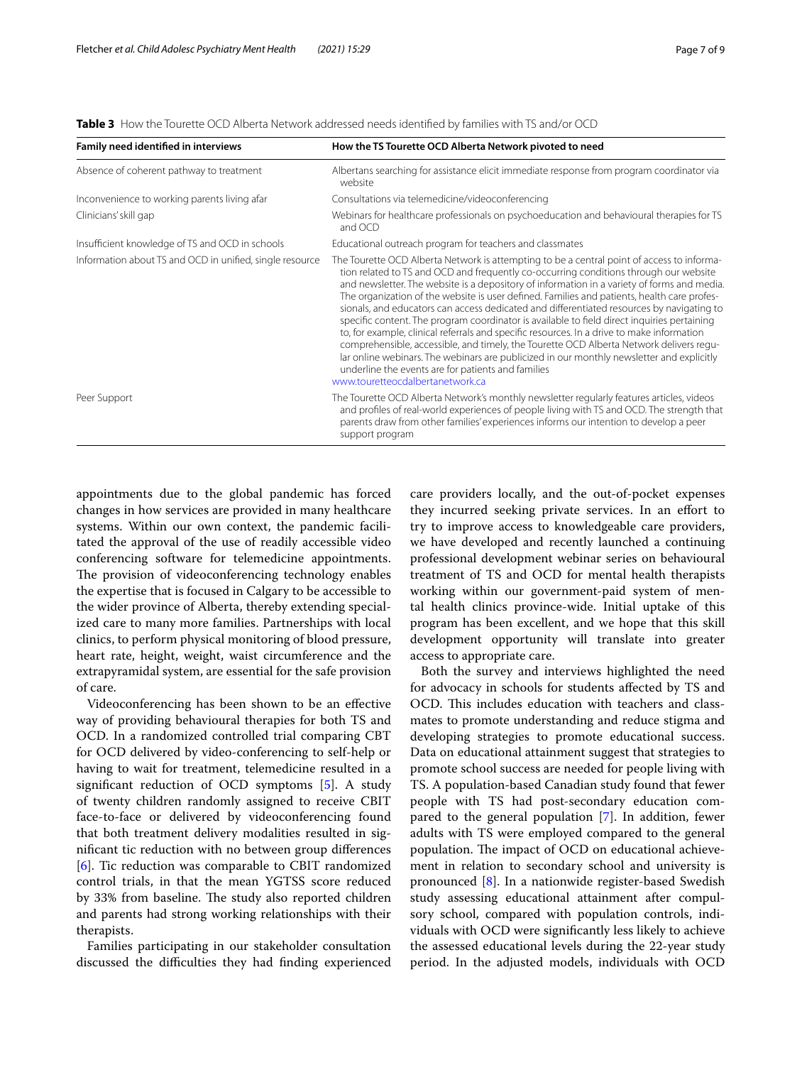**Table 3** How the Tourette OCD Alberta Network addressed needs identified by families with TS and/or OCD

| Family need identified in interviews | How the TS Tourette OCD Alberta Network pivoted to need |
|---|---|
| Absence of coherent pathway to treatment | Albertans searching for assistance elicit immediate response from program coordinator via website |
| Inconvenience to working parents living afar | Consultations via telemedicine/videoconferencing |
| Clinicians' skill gap | Webinars for healthcare professionals on psychoeducation and behavioural therapies for TS and OCD |
| Insufficient knowledge of TS and OCD in schools | Educational outreach program for teachers and classmates |
| Information about TS and OCD in unified, single resource | The Tourette OCD Alberta Network is attempting to be a central point of access to information related to TS and OCD and frequently co-occurring conditions through our website and newsletter. The website is a depository of information in a variety of forms and media. The organization of the website is user defined. Families and patients, health care professionals, and educators can access dedicated and differentiated resources by navigating to specific content. The program coordinator is available to field direct inquiries pertaining to, for example, clinical referrals and specific resources. In a drive to make information comprehensible, accessible, and timely, the Tourette OCD Alberta Network delivers regular online webinars. The webinars are publicized in our monthly newsletter and explicitly underline the events are for patients and families www.touretteocdalbertanetwork.ca |
| Peer Support | The Tourette OCD Alberta Network's monthly newsletter regularly features articles, videos and profiles of real-world experiences of people living with TS and OCD. The strength that parents draw from other families' experiences informs our intention to develop a peer support program |

appointments due to the global pandemic has forced changes in how services are provided in many healthcare systems. Within our own context, the pandemic facilitated the approval of the use of readily accessible video conferencing software for telemedicine appointments. The provision of videoconferencing technology enables the expertise that is focused in Calgary to be accessible to the wider province of Alberta, thereby extending specialized care to many more families. Partnerships with local clinics, to perform physical monitoring of blood pressure, heart rate, height, weight, waist circumference and the extrapyramidal system, are essential for the safe provision of care.

Videoconferencing has been shown to be an effective way of providing behavioural therapies for both TS and OCD. In a randomized controlled trial comparing CBT for OCD delivered by video-conferencing to self-help or having to wait for treatment, telemedicine resulted in a significant reduction of OCD symptoms [5]. A study of twenty children randomly assigned to receive CBIT face-to-face or delivered by videoconferencing found that both treatment delivery modalities resulted in significant tic reduction with no between group differences [6]. Tic reduction was comparable to CBIT randomized control trials, in that the mean YGTSS score reduced by 33% from baseline. The study also reported children and parents had strong working relationships with their therapists.

Families participating in our stakeholder consultation discussed the difficulties they had finding experienced care providers locally, and the out-of-pocket expenses they incurred seeking private services. In an effort to try to improve access to knowledgeable care providers, we have developed and recently launched a continuing professional development webinar series on behavioural treatment of TS and OCD for mental health therapists working within our government-paid system of mental health clinics province-wide. Initial uptake of this program has been excellent, and we hope that this skill development opportunity will translate into greater access to appropriate care.

Both the survey and interviews highlighted the need for advocacy in schools for students affected by TS and OCD. This includes education with teachers and classmates to promote understanding and reduce stigma and developing strategies to promote educational success. Data on educational attainment suggest that strategies to promote school success are needed for people living with TS. A population-based Canadian study found that fewer people with TS had post-secondary education compared to the general population [7]. In addition, fewer adults with TS were employed compared to the general population. The impact of OCD on educational achievement in relation to secondary school and university is pronounced [8]. In a nationwide register-based Swedish study assessing educational attainment after compulsory school, compared with population controls, individuals with OCD were significantly less likely to achieve the assessed educational levels during the 22-year study period. In the adjusted models, individuals with OCD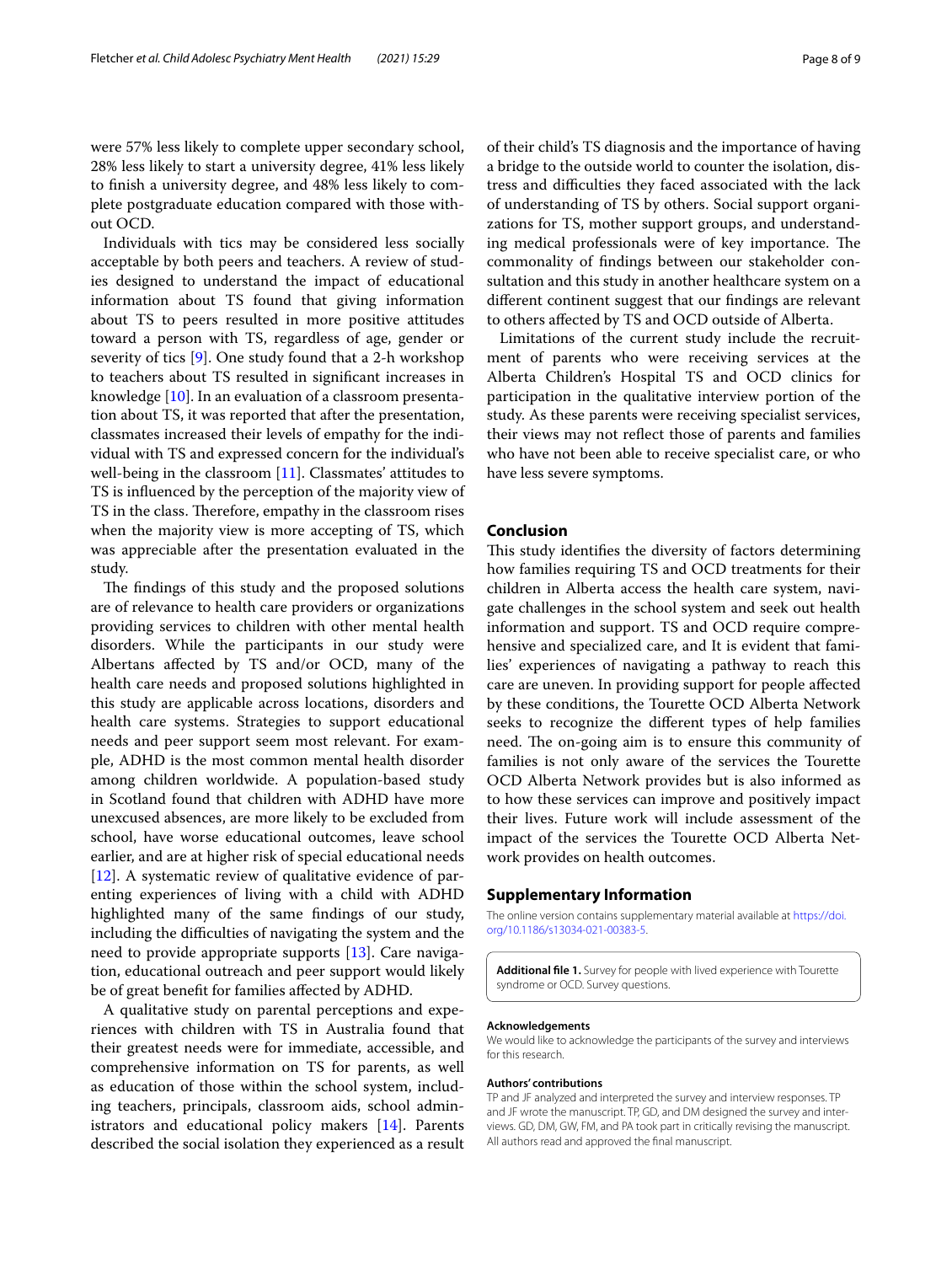were 57% less likely to complete upper secondary school, 28% less likely to start a university degree, 41% less likely to finish a university degree, and 48% less likely to complete postgraduate education compared with those without OCD.

Individuals with tics may be considered less socially acceptable by both peers and teachers. A review of studies designed to understand the impact of educational information about TS found that giving information about TS to peers resulted in more positive attitudes toward a person with TS, regardless of age, gender or severity of tics [9]. One study found that a 2-h workshop to teachers about TS resulted in significant increases in knowledge [10]. In an evaluation of a classroom presentation about TS, it was reported that after the presentation, classmates increased their levels of empathy for the individual with TS and expressed concern for the individual's well-being in the classroom [11]. Classmates' attitudes to TS is influenced by the perception of the majority view of TS in the class. Therefore, empathy in the classroom rises when the majority view is more accepting of TS, which was appreciable after the presentation evaluated in the study.

The findings of this study and the proposed solutions are of relevance to health care providers or organizations providing services to children with other mental health disorders. While the participants in our study were Albertans affected by TS and/or OCD, many of the health care needs and proposed solutions highlighted in this study are applicable across locations, disorders and health care systems. Strategies to support educational needs and peer support seem most relevant. For example, ADHD is the most common mental health disorder among children worldwide. A population-based study in Scotland found that children with ADHD have more unexcused absences, are more likely to be excluded from school, have worse educational outcomes, leave school earlier, and are at higher risk of special educational needs [12]. A systematic review of qualitative evidence of parenting experiences of living with a child with ADHD highlighted many of the same findings of our study, including the difficulties of navigating the system and the need to provide appropriate supports [13]. Care navigation, educational outreach and peer support would likely be of great benefit for families affected by ADHD.

A qualitative study on parental perceptions and experiences with children with TS in Australia found that their greatest needs were for immediate, accessible, and comprehensive information on TS for parents, as well as education of those within the school system, including teachers, principals, classroom aids, school administrators and educational policy makers [14]. Parents described the social isolation they experienced as a result of their child's TS diagnosis and the importance of having a bridge to the outside world to counter the isolation, distress and difficulties they faced associated with the lack of understanding of TS by others. Social support organizations for TS, mother support groups, and understanding medical professionals were of key importance. The commonality of findings between our stakeholder consultation and this study in another healthcare system on a different continent suggest that our findings are relevant to others affected by TS and OCD outside of Alberta.

Limitations of the current study include the recruitment of parents who were receiving services at the Alberta Children's Hospital TS and OCD clinics for participation in the qualitative interview portion of the study. As these parents were receiving specialist services, their views may not reflect those of parents and families who have not been able to receive specialist care, or who have less severe symptoms.

## Conclusion

This study identifies the diversity of factors determining how families requiring TS and OCD treatments for their children in Alberta access the health care system, navigate challenges in the school system and seek out health information and support. TS and OCD require comprehensive and specialized care, and It is evident that families' experiences of navigating a pathway to reach this care are uneven. In providing support for people affected by these conditions, the Tourette OCD Alberta Network seeks to recognize the different types of help families need. The on-going aim is to ensure this community of families is not only aware of the services the Tourette OCD Alberta Network provides but is also informed as to how these services can improve and positively impact their lives. Future work will include assessment of the impact of the services the Tourette OCD Alberta Network provides on health outcomes.

## Supplementary Information

The online version contains supplementary material available at https://doi.org/10.1186/s13034-021-00383-5.

**Additional file 1.** Survey for people with lived experience with Tourette syndrome or OCD. Survey questions.

#### Acknowledgements

We would like to acknowledge the participants of the survey and interviews for this research.

#### Authors' contributions

TP and JF analyzed and interpreted the survey and interview responses. TP and JF wrote the manuscript. TP, GD, and DM designed the survey and interviews. GD, DM, GW, FM, and PA took part in critically revising the manuscript. All authors read and approved the final manuscript.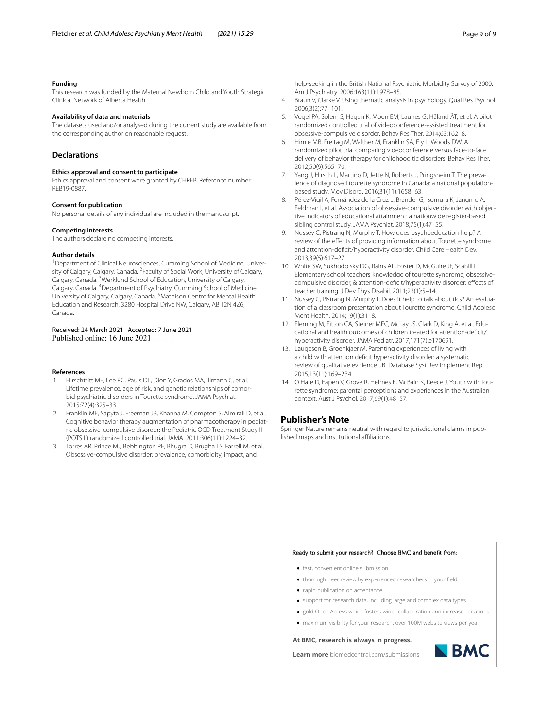#### Funding

This research was funded by the Maternal Newborn Child and Youth Strategic Clinical Network of Alberta Health.

#### Availability of data and materials

The datasets used and/or analysed during the current study are available from the corresponding author on reasonable request.

## Declarations

#### Ethics approval and consent to participate

Ethics approval and consent were granted by CHREB. Reference number: REB19-0887.

#### Consent for publication

No personal details of any individual are included in the manuscript.

#### Competing interests

The authors declare no competing interests.

#### Author details

[1]Department of Clinical Neurosciences, Cumming School of Medicine, University of Calgary, Calgary, Canada. [2]Faculty of Social Work, University of Calgary, Calgary, Canada. [3]Werklund School of Education, University of Calgary, Calgary, Canada. [4]Department of Psychiatry, Cumming School of Medicine, University of Calgary, Calgary, Canada. [5]Mathison Centre for Mental Health Education and Research, 3280 Hospital Drive NW, Calgary, AB T2N 4Z6, Canada.

Received: 24 March 2021 Accepted: 7 June 2021
Published online: 16 June 2021

#### References

1. Hirschtritt ME, Lee PC, Pauls DL, Dion Y, Grados MA, Illmann C, et al. Lifetime prevalence, age of risk, and genetic relationships of comorbid psychiatric disorders in Tourette syndrome. JAMA Psychiat. 2015;72(4):325–33.
2. Franklin ME, Sapyta J, Freeman JB, Khanna M, Compton S, Almirall D, et al. Cognitive behavior therapy augmentation of pharmacotherapy in pediatric obsessive-compulsive disorder: the Pediatric OCD Treatment Study II (POTS II) randomized controlled trial. JAMA. 2011;306(11):1224–32.
3. Torres AR, Prince MJ, Bebbington PE, Bhugra D, Brugha TS, Farrell M, et al. Obsessive-compulsive disorder: prevalence, comorbidity, impact, and help-seeking in the British National Psychiatric Morbidity Survey of 2000. Am J Psychiatry. 2006;163(11):1978–85.
4. Braun V, Clarke V. Using thematic analysis in psychology. Qual Res Psychol. 2006;3(2):77–101.
5. Vogel PA, Solem S, Hagen K, Moen EM, Launes G, Håland ÅT, et al. A pilot randomized controlled trial of videoconference-assisted treatment for obsessive-compulsive disorder. Behav Res Ther. 2014;63:162–8.
6. Himle MB, Freitag M, Walther M, Franklin SA, Ely L, Woods DW. A randomized pilot trial comparing videoconference versus face-to-face delivery of behavior therapy for childhood tic disorders. Behav Res Ther. 2012;50(9):565–70.
7. Yang J, Hirsch L, Martino D, Jette N, Roberts J, Pringsheim T. The prevalence of diagnosed tourette syndrome in Canada: a national population-based study. Mov Disord. 2016;31(11):1658–63.
8. Pérez-Vigil A, Fernández de la Cruz L, Brander G, Isomura K, Jangmo A, Feldman I, et al. Association of obsessive-compulsive disorder with objective indicators of educational attainment: a nationwide register-based sibling control study. JAMA Psychiat. 2018;75(1):47–55.
9. Nussey C, Pistrang N, Murphy T. How does psychoeducation help? A review of the effects of providing information about Tourette syndrome and attention-deficit/hyperactivity disorder. Child Care Health Dev. 2013;39(5):617–27.
10. White SW, Sukhodolsky DG, Rains AL, Foster D, McGuire JF, Scahill L. Elementary school teachers' knowledge of tourette syndrome, obsessive-compulsive disorder, & attention-deficit/hyperactivity disorder: effects of teacher training. J Dev Phys Disabil. 2011;23(1):5–14.
11. Nussey C, Pistrang N, Murphy T. Does it help to talk about tics? An evaluation of a classroom presentation about Tourette syndrome. Child Adolesc Ment Health. 2014;19(1):31–8.
12. Fleming M, Fitton CA, Steiner MFC, McLay JS, Clark D, King A, et al. Educational and health outcomes of children treated for attention-deficit/hyperactivity disorder. JAMA Pediatr. 2017;171(7):e170691.
13. Laugesen B, Groenkjaer M. Parenting experiences of living with a child with attention deficit hyperactivity disorder: a systematic review of qualitative evidence. JBI Database Syst Rev Implement Rep. 2015;13(11):169–234.
14. O'Hare D, Eapen V, Grove R, Helmes E, McBain K, Reece J. Youth with Tourette syndrome: parental perceptions and experiences in the Australian context. Aust J Psychol. 2017;69(1):48–57.

## Publisher's Note

Springer Nature remains neutral with regard to jurisdictional claims in published maps and institutional affiliations.

Ready to submit your research? Choose BMC and benefit from:

- fast, convenient online submission
- thorough peer review by experienced researchers in your field
- rapid publication on acceptance
- support for research data, including large and complex data types
- gold Open Access which fosters wider collaboration and increased citations
- maximum visibility for your research: over 100M website views per year

**At BMC, research is always in progress.**

**Learn more** biomedcentral.com/submissions

BMC